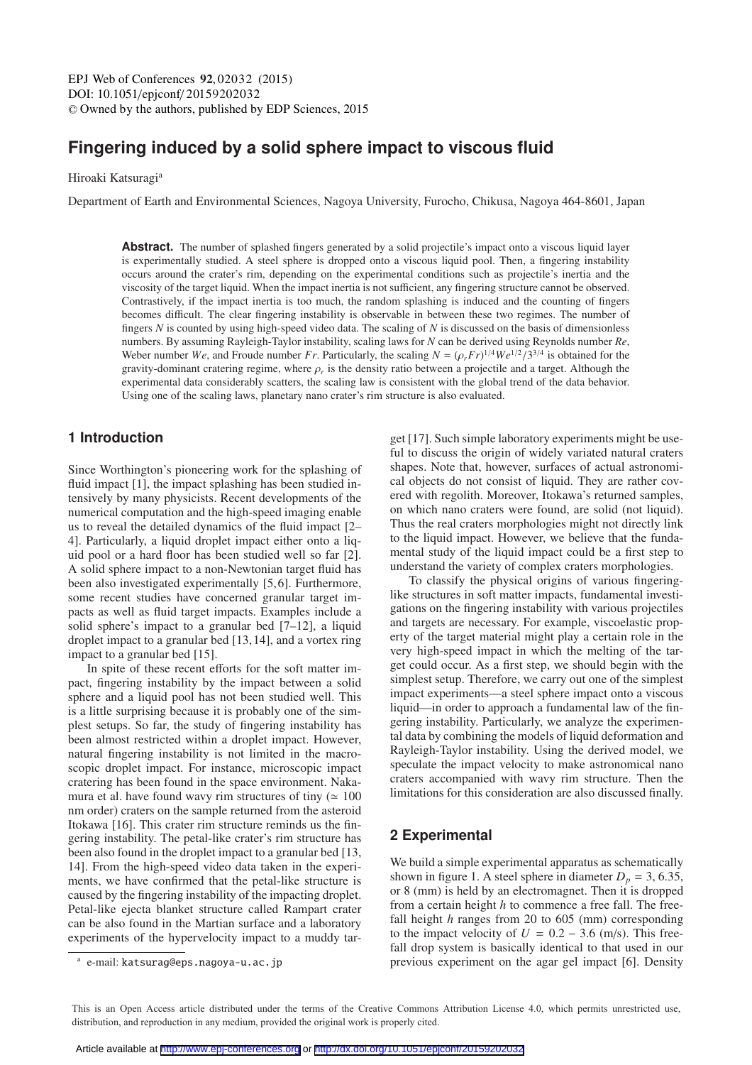# Fingering induced by a solid sphere impact to viscous fluid

Hiroaki Katsuragi[a]

Department of Earth and Environmental Sciences, Nagoya University, Furocho, Chikusa, Nagoya 464-8601, Japan

**Abstract.** The number of splashed fingers generated by a solid projectile's impact onto a viscous liquid layer is experimentally studied. A steel sphere is dropped onto a viscous liquid pool. Then, a fingering instability occurs around the crater's rim, depending on the experimental conditions such as projectile's inertia and the viscosity of the target liquid. When the impact inertia is not sufficient, any fingering structure cannot be observed. Contrastively, if the impact inertia is too much, the random splashing is induced and the counting of fingers becomes difficult. The clear fingering instability is observable in between these two regimes. The number of fingers $N$ is counted by using high-speed video data. The scaling of $N$ is discussed on the basis of dimensionless numbers. By assuming Rayleigh-Taylor instability, scaling laws for $N$ can be derived using Reynolds number $Re$, Weber number $We$, and Froude number $Fr$. Particularly, the scaling $N = (\rho_r Fr)^{1/4} We^{1/2}/3^{3/4}$ is obtained for the gravity-dominant cratering regime, where $\rho_r$ is the density ratio between a projectile and a target. Although the experimental data considerably scatters, the scaling law is consistent with the global trend of the data behavior. Using one of the scaling laws, planetary nano crater's rim structure is also evaluated.

## 1 Introduction

Since Worthington's pioneering work for the splashing of fluid impact [1], the impact splashing has been studied intensively by many physicists. Recent developments of the numerical computation and the high-speed imaging enable us to reveal the detailed dynamics of the fluid impact [2–4]. Particularly, a liquid droplet impact either onto a liquid pool or a hard floor has been studied well so far [2]. A solid sphere impact to a non-Newtonian target fluid has been also investigated experimentally [5,6]. Furthermore, some recent studies have concerned granular target impacts as well as fluid target impacts. Examples include a solid sphere's impact to a granular bed [7–12], a liquid droplet impact to a granular bed [13,14], and a vortex ring impact to a granular bed [15].

In spite of these recent efforts for the soft matter impact, fingering instability by the impact between a solid sphere and a liquid pool has not been studied well. This is a little surprising because it is probably one of the simplest setups. So far, the study of fingering instability has been almost restricted within a droplet impact. However, natural fingering instability is not limited in the macroscopic droplet impact. For instance, microscopic impact cratering has been found in the space environment. Nakamura et al. have found wavy rim structures of tiny ($\simeq 100$ nm order) craters on the sample returned from the asteroid Itokawa [16]. This crater rim structure reminds us the fingering instability. The petal-like crater's rim structure has been also found in the droplet impact to a granular bed [13, 14]. From the high-speed video data taken in the experiments, we have confirmed that the petal-like structure is caused by the fingering instability of the impacting droplet. Petal-like ejecta blanket structure called Rampart crater can be also found in the Martian surface and a laboratory experiments of the hypervelocity impact to a muddy target [17]. Such simple laboratory experiments might be useful to discuss the origin of widely variated natural craters shapes. Note that, however, surfaces of actual astronomical objects do not consist of liquid. They are rather covered with regolith. Moreover, Itokawa's returned samples, on which nano craters were found, are solid (not liquid). Thus the real craters morphologies might not directly link to the liquid impact. However, we believe that the fundamental study of the liquid impact could be a first step to understand the variety of complex craters morphologies.

To classify the physical origins of various fingering-like structures in soft matter impacts, fundamental investigations on the fingering instability with various projectiles and targets are necessary. For example, viscoelastic property of the target material might play a certain role in the very high-speed impact in which the melting of the target could occur. As a first step, we should begin with the simplest setup. Therefore, we carry out one of the simplest impact experiments—a steel sphere impact onto a viscous liquid—in order to approach a fundamental law of the fingering instability. Particularly, we analyze the experimental data by combining the models of liquid deformation and Rayleigh-Taylor instability. Using the derived model, we speculate the impact velocity to make astronomical nano craters accompanied with wavy rim structure. Then the limitations for this consideration are also discussed finally.

## 2 Experimental

We build a simple experimental apparatus as schematically shown in figure 1. A steel sphere in diameter $D_p = 3, 6.35$, or 8 (mm) is held by an electromagnet. Then it is dropped from a certain height $h$ to commence a free fall. The free-fall height $h$ ranges from 20 to 605 (mm) corresponding to the impact velocity of $U = 0.2 - 3.6$ (m/s). This free-fall drop system is basically identical to that used in our previous experiment on the agar gel impact [6]. Density

[a] e-mail: katsurag@eps.nagoya-u.ac.jp

This is an Open Access article distributed under the terms of the Creative Commons Attribution License 4.0, which permits unrestricted use, distribution, and reproduction in any medium, provided the original work is properly cited.

Article available at http://www.epj-conferences.org or http://dx.doi.org/10.1051/epjconf/20159202032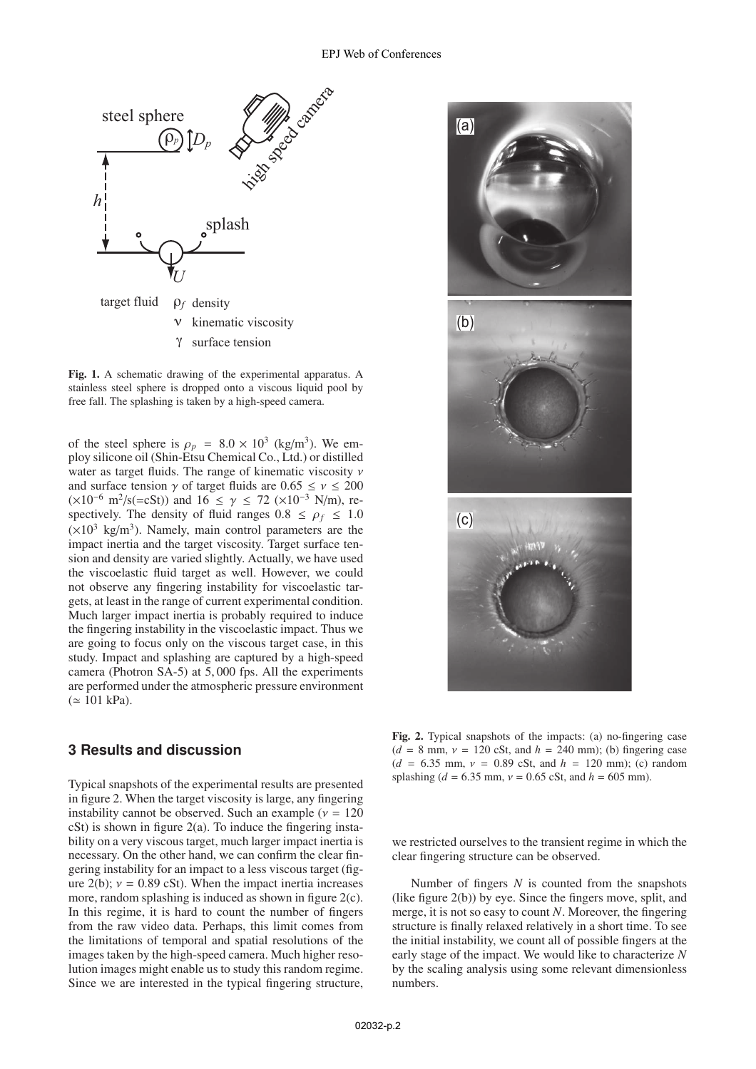Fig. 1. A schematic drawing of the experimental apparatus. A stainless steel sphere is dropped onto a viscous liquid pool by free fall. The splashing is taken by a high-speed camera.

of the steel sphere is $\rho_p = 8.0 \times 10^3$ (kg/m$^3$). We employ silicone oil (Shin-Etsu Chemical Co., Ltd.) or distilled water as target fluids. The range of kinematic viscosity $\nu$ and surface tension $\gamma$ of target fluids are $0.65 \leq \nu \leq 200$ ($\times 10^{-6}$ m$^2$/s(=cSt)) and $16 \leq \gamma \leq 72$ ($\times 10^{-3}$ N/m), respectively. The density of fluid ranges $0.8 \leq \rho_f \leq 1.0$ ($\times 10^3$ kg/m$^3$). Namely, main control parameters are the impact inertia and the target viscosity. Target surface tension and density are varied slightly. Actually, we have used the viscoelastic fluid target as well. However, we could not observe any fingering instability for viscoelastic targets, at least in the range of current experimental condition. Much larger impact inertia is probably required to induce the fingering instability in the viscoelastic impact. Thus we are going to focus only on the viscous target case, in this study. Impact and splashing are captured by a high-speed camera (Photron SA-5) at 5,000 fps. All the experiments are performed under the atmospheric pressure environment ($\simeq$ 101 kPa).

## 3 Results and discussion

Typical snapshots of the experimental results are presented in figure 2. When the target viscosity is large, any fingering instability cannot be observed. Such an example ($\nu = 120$ cSt) is shown in figure 2(a). To induce the fingering instability on a very viscous target, much larger impact inertia is necessary. On the other hand, we can confirm the clear fingering instability for an impact to a less viscous target (figure 2(b); $\nu = 0.89$ cSt). When the impact inertia increases more, random splashing is induced as shown in figure 2(c). In this regime, it is hard to count the number of fingers from the raw video data. Perhaps, this limit comes from the limitations of temporal and spatial resolutions of the images taken by the high-speed camera. Much higher resolution images might enable us to study this random regime. Since we are interested in the typical fingering structure, we restricted ourselves to the transient regime in which the clear fingering structure can be observed.

Fig. 2. Typical snapshots of the impacts: (a) no-fingering case ($d = 8$ mm, $\nu = 120$ cSt, and $h = 240$ mm); (b) fingering case ($d = 6.35$ mm, $\nu = 0.89$ cSt, and $h = 120$ mm); (c) random splashing ($d = 6.35$ mm, $\nu = 0.65$ cSt, and $h = 605$ mm).

Number of fingers $N$ is counted from the snapshots (like figure 2(b)) by eye. Since the fingers move, split, and merge, it is not so easy to count $N$. Moreover, the fingering structure is finally relaxed relatively in a short time. To see the initial instability, we count all of possible fingers at the early stage of the impact. We would like to characterize $N$ by the scaling analysis using some relevant dimensionless numbers.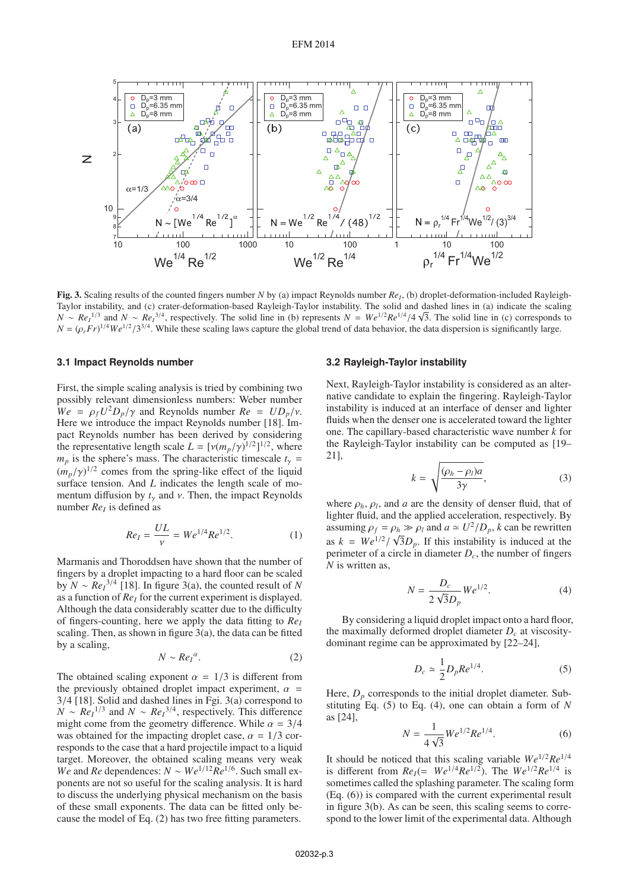**Fig. 3.** Scaling results of the counted fingers number $N$ by (a) impact Reynolds number $Re_I$, (b) droplet-deformation-included Rayleigh-Taylor instability, and (c) crater-deformation-based Rayleigh-Taylor instability. The solid and dashed lines in (a) indicate the scaling $N \sim Re_I{}^{1/3}$ and $N \sim Re_I{}^{3/4}$, respectively. The solid line in (b) represents $N = We^{1/2}Re^{1/4}/4\sqrt{3}$. The solid line in (c) corresponds to $N = (\rho_r Fr)^{1/4} We^{1/2}/3^{3/4}$. While these scaling laws capture the global trend of data behavior, the data dispersion is significantly large.

### 3.1 Impact Reynolds number

First, the simple scaling analysis is tried by combining two possibly relevant dimensionless numbers: Weber number $We = \rho_f U^2 D_p/\gamma$ and Reynolds number $Re = UD_p/\nu$. Here we introduce the impact Reynolds number [18]. Impact Reynolds number has been derived by considering the representative length scale $L = [\nu(m_p/\gamma)^{1/2}]^{1/2}$, where $m_p$ is the sphere's mass. The characteristic timescale $t_\gamma = (m_p/\gamma)^{1/2}$ comes from the spring-like effect of the liquid surface tension. And $L$ indicates the length scale of momentum diffusion by $t_\gamma$ and $\nu$. Then, the impact Reynolds number $Re_I$ is defined as

$$Re_I = \frac{UL}{\nu} = We^{1/4}Re^{1/2}. \tag{1}$$

Marmanis and Thoroddsen have shown that the number of fingers by a droplet impacting to a hard floor can be scaled by $N \sim Re_I{}^{3/4}$ [18]. In figure 3(a), the counted result of $N$ as a function of $Re_I$ for the current experiment is displayed. Although the data considerably scatter due to the difficulty of fingers-counting, here we apply the data fitting to $Re_I$ scaling. Then, as shown in figure 3(a), the data can be fitted by a scaling,

$$N \sim Re_I{}^{\alpha}. \tag{2}$$

The obtained scaling exponent $\alpha = 1/3$ is different from the previously obtained droplet impact experiment, $\alpha = 3/4$ [18]. Solid and dashed lines in Fgi. 3(a) correspond to $N \sim Re_I{}^{1/3}$ and $N \sim Re_I{}^{3/4}$, respectively. This difference might come from the geometry difference. While $\alpha = 3/4$ was obtained for the impacting droplet case, $\alpha = 1/3$ corresponds to the case that a hard projectile impact to a liquid target. Moreover, the obtained scaling means very weak $We$ and $Re$ dependences: $N \sim We^{1/12}Re^{1/6}$. Such small exponents are not so useful for the scaling analysis. It is hard to discuss the underlying physical mechanism on the basis of these small exponents. The data can be fitted only because the model of Eq. (2) has two free fitting parameters.

### 3.2 Rayleigh-Taylor instability

Next, Rayleigh-Taylor instability is considered as an alternative candidate to explain the fingering. Rayleigh-Taylor instability is induced at an interface of denser and lighter fluids when the denser one is accelerated toward the lighter one. The capillary-based characteristic wave number $k$ for the Rayleigh-Taylor instability can be computed as [19–21],

$$k = \sqrt{\frac{(\rho_h - \rho_l)a}{3\gamma}}, \tag{3}$$

where $\rho_h$, $\rho_l$, and $a$ are the density of denser fluid, that of lighter fluid, and the applied acceleration, respectively. By assuming $\rho_f = \rho_h \gg \rho_l$ and $a \simeq U^2/D_p$, $k$ can be rewritten as $k = We^{1/2}/\sqrt{3}D_p$. If this instability is induced at the perimeter of a circle in diameter $D_c$, the number of fingers $N$ is written as,

$$N = \frac{D_c}{2\sqrt{3}D_p}We^{1/2}. \tag{4}$$

By considering a liquid droplet impact onto a hard floor, the maximally deformed droplet diameter $D_c$ at viscosity-dominant regime can be approximated by [22–24],

$$D_c \simeq \frac{1}{2}D_p Re^{1/4}. \tag{5}$$

Here, $D_p$ corresponds to the initial droplet diameter. Substituting Eq. (5) to Eq. (4), one can obtain a form of $N$ as [24],

$$N = \frac{1}{4\sqrt{3}}We^{1/2}Re^{1/4}. \tag{6}$$

It should be noticed that this scaling variable $We^{1/2}Re^{1/4}$ is different from $Re_I (= We^{1/4}Re^{1/2})$. The $We^{1/2}Re^{1/4}$ is sometimes called the splashing parameter. The scaling form (Eq. (6)) is compared with the current experimental result in figure 3(b). As can be seen, this scaling seems to correspond to the lower limit of the experimental data. Although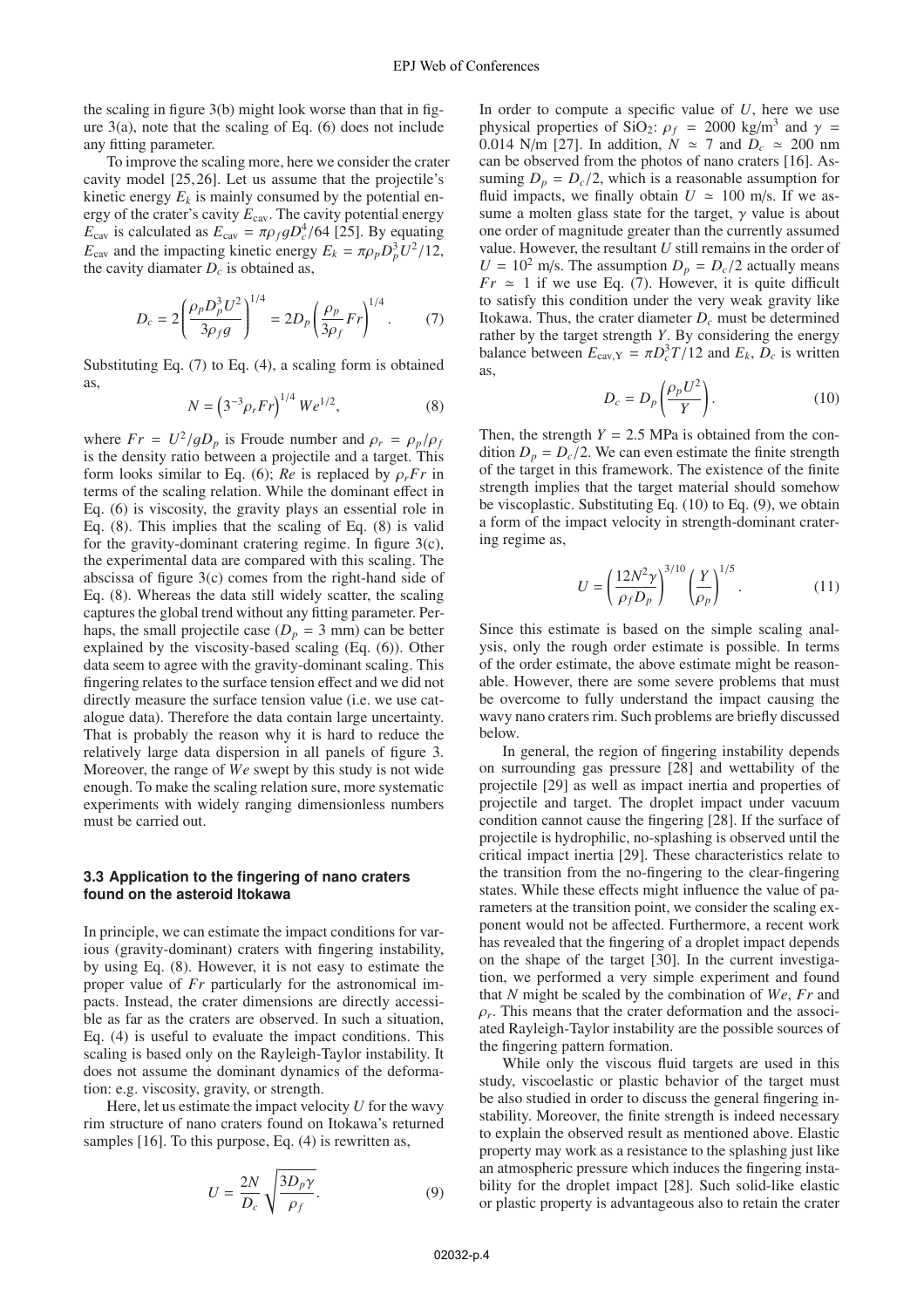the scaling in figure 3(b) might look worse than that in figure 3(a), note that the scaling of Eq. (6) does not include any fitting parameter.

To improve the scaling more, here we consider the crater cavity model [25, 26]. Let us assume that the projectile's kinetic energy $E_k$ is mainly consumed by the potential energy of the crater's cavity $E_{\rm cav}$. The cavity potential energy $E_{\rm cav}$ is calculated as $E_{\rm cav} = \pi\rho_f g D_c^4/64$ [25]. By equating $E_{\rm cav}$ and the impacting kinetic energy $E_k = \pi\rho_p D_p^3 U^2/12$, the cavity diamater $D_c$ is obtained as,

$$D_c = 2\left(\frac{\rho_p D_p^3 U^2}{3\rho_f g}\right)^{1/4} = 2D_p\left(\frac{\rho_p}{3\rho_f}Fr\right)^{1/4}. \tag{7}$$

Substituting Eq. (7) to Eq. (4), a scaling form is obtained as,

$$N = \left(3^{-3}\rho_r Fr\right)^{1/4} We^{1/2}, \tag{8}$$

where $Fr = U^2/gD_p$ is Froude number and $\rho_r = \rho_p/\rho_f$ is the density ratio between a projectile and a target. This form looks similar to Eq. (6); $Re$ is replaced by $\rho_r Fr$ in terms of the scaling relation. While the dominant effect in Eq. (6) is viscosity, the gravity plays an essential role in Eq. (8). This implies that the scaling of Eq. (8) is valid for the gravity-dominant cratering regime. In figure 3(c), the experimental data are compared with this scaling. The abscissa of figure 3(c) comes from the right-hand side of Eq. (8). Whereas the data still widely scatter, the scaling captures the global trend without any fitting parameter. Perhaps, the small projectile case ($D_p = 3$ mm) can be better explained by the viscosity-based scaling (Eq. (6)). Other data seem to agree with the gravity-dominant scaling. This fingering relates to the surface tension effect and we did not directly measure the surface tension value (i.e. we use catalogue data). Therefore the data contain large uncertainty. That is probably the reason why it is hard to reduce the relatively large data dispersion in all panels of figure 3. Moreover, the range of $We$ swept by this study is not wide enough. To make the scaling relation sure, more systematic experiments with widely ranging dimensionless numbers must be carried out.

### 3.3 Application to the fingering of nano craters found on the asteroid Itokawa

In principle, we can estimate the impact conditions for various (gravity-dominant) craters with fingering instability, by using Eq. (8). However, it is not easy to estimate the proper value of $Fr$ particularly for the astronomical impacts. Instead, the crater dimensions are directly accessible as far as the craters are observed. In such a situation, Eq. (4) is useful to evaluate the impact conditions. This scaling is based only on the Rayleigh-Taylor instability. It does not assume the dominant dynamics of the deformation: e.g. viscosity, gravity, or strength.

Here, let us estimate the impact velocity $U$ for the wavy rim structure of nano craters found on Itokawa's returned samples [16]. To this purpose, Eq. (4) is rewritten as,

$$U = \frac{2N}{D_c}\sqrt{\frac{3D_p\gamma}{\rho_f}}. \tag{9}$$

In order to compute a specific value of $U$, here we use physical properties of $SiO_2$: $\rho_f = 2000$ kg/m$^3$ and $\gamma = 0.014$ N/m [27]. In addition, $N \simeq 7$ and $D_c \simeq 200$ nm can be observed from the photos of nano craters [16]. Assuming $D_p = D_c/2$, which is a reasonable assumption for fluid impacts, we finally obtain $U \simeq 100$ m/s. If we assume a molten glass state for the target, $\gamma$ value is about one order of magnitude greater than the currently assumed value. However, the resultant $U$ still remains in the order of $U = 10^2$ m/s. The assumption $D_p = D_c/2$ actually means $Fr \simeq 1$ if we use Eq. (7). However, it is quite difficult to satisfy this condition under the very weak gravity like Itokawa. Thus, the crater diameter $D_c$ must be determined rather by the target strength $Y$. By considering the energy balance between $E_{\rm cav,Y} = \pi D_c^3 T/12$ and $E_k$, $D_c$ is written as,

$$D_c = D_p\left(\frac{\rho_p U^2}{Y}\right). \tag{10}$$

Then, the strength $Y = 2.5$ MPa is obtained from the condition $D_p = D_c/2$. We can even estimate the finite strength of the target in this framework. The existence of the finite strength implies that the target material should somehow be viscoplastic. Substituting Eq. (10) to Eq. (9), we obtain a form of the impact velocity in strength-dominant cratering regime as,

$$U = \left(\frac{12N^2\gamma}{\rho_f D_p}\right)^{3/10}\left(\frac{Y}{\rho_p}\right)^{1/5}. \tag{11}$$

Since this estimate is based on the simple scaling analysis, only the rough order estimate is possible. In terms of the order estimate, the above estimate might be reasonable. However, there are some severe problems that must be overcome to fully understand the impact causing the wavy nano craters rim. Such problems are briefly discussed below.

In general, the region of fingering instability depends on surrounding gas pressure [28] and wettability of the projectile [29] as well as impact inertia and properties of projectile and target. The droplet impact under vacuum condition cannot cause the fingering [28]. If the surface of projectile is hydrophilic, no-splashing is observed until the critical impact inertia [29]. These characteristics relate to the transition from the no-fingering to the clear-fingering states. While these effects might influence the value of parameters at the transition point, we consider the scaling exponent would not be affected. Furthermore, a recent work has revealed that the fingering of a droplet impact depends on the shape of the target [30]. In the current investigation, we performed a very simple experiment and found that $N$ might be scaled by the combination of $We$, $Fr$ and $\rho_r$. This means that the crater deformation and the associated Rayleigh-Taylor instability are the possible sources of the fingering pattern formation.

While only the viscous fluid targets are used in this study, viscoelastic or plastic behavior of the target must be also studied in order to discuss the general fingering instability. Moreover, the finite strength is indeed necessary to explain the observed result as mentioned above. Elastic property may work as a resistance to the splashing just like an atmospheric pressure which induces the fingering instability for the droplet impact [28]. Such solid-like elastic or plastic property is advantageous also to retain the crater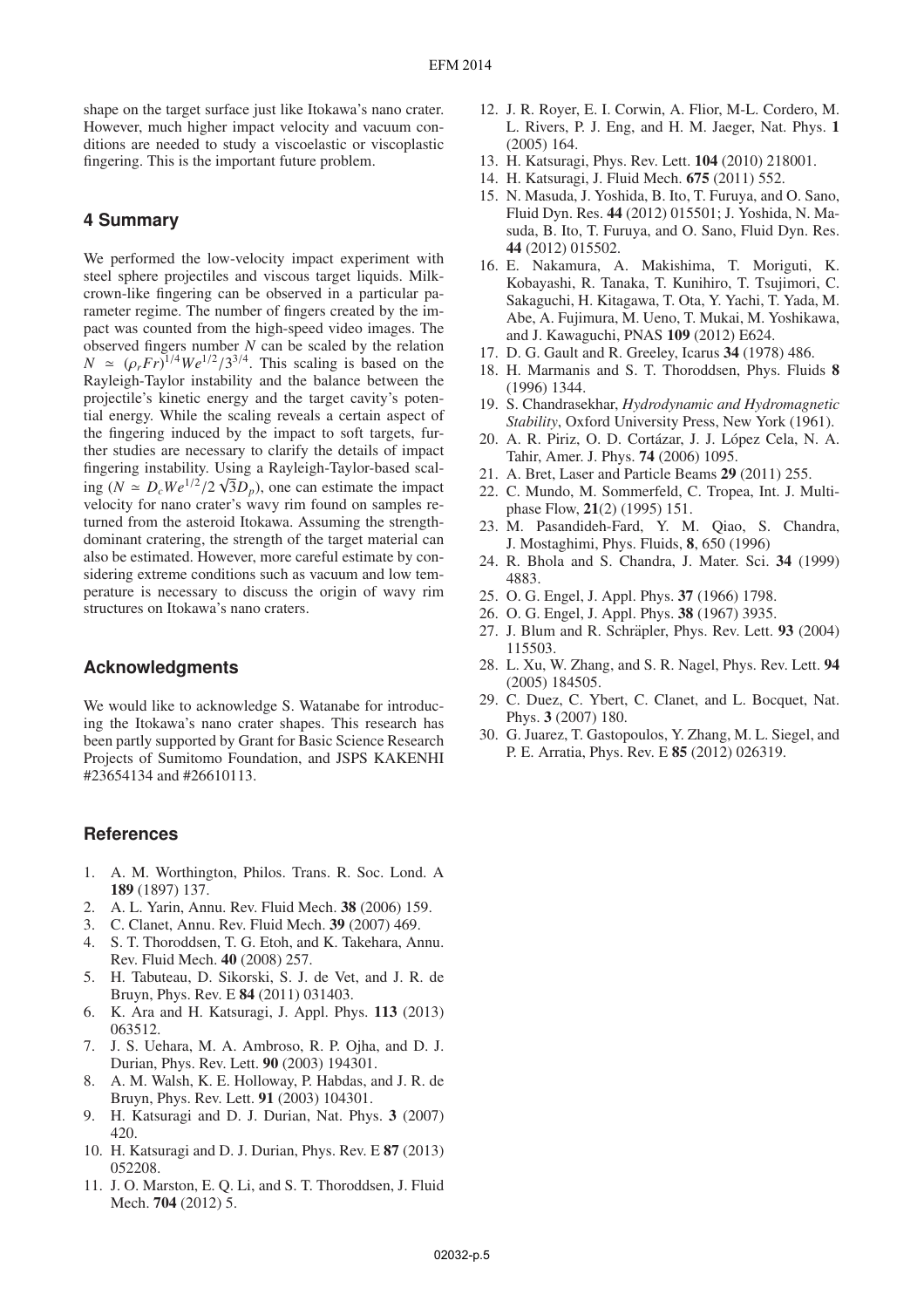shape on the target surface just like Itokawa's nano crater. However, much higher impact velocity and vacuum conditions are needed to study a viscoelastic or viscoplastic fingering. This is the important future problem.

## 4 Summary

We performed the low-velocity impact experiment with steel sphere projectiles and viscous target liquids. Milk-crown-like fingering can be observed in a particular parameter regime. The number of fingers created by the impact was counted from the high-speed video images. The observed fingers number $N$ can be scaled by the relation $N \simeq (\rho_r Fr)^{1/4} We^{1/2}/3^{3/4}$. This scaling is based on the Rayleigh-Taylor instability and the balance between the projectile's kinetic energy and the target cavity's potential energy. While the scaling reveals a certain aspect of the fingering induced by the impact to soft targets, further studies are necessary to clarify the details of impact fingering instability. Using a Rayleigh-Taylor-based scaling ($N \simeq D_c We^{1/2}/2\sqrt{3}D_p$), one can estimate the impact velocity for nano crater's wavy rim found on samples returned from the asteroid Itokawa. Assuming the strength-dominant cratering, the strength of the target material can also be estimated. However, more careful estimate by considering extreme conditions such as vacuum and low temperature is necessary to discuss the origin of wavy rim structures on Itokawa's nano craters.

## Acknowledgments

We would like to acknowledge S. Watanabe for introducing the Itokawa's nano crater shapes. This research has been partly supported by Grant for Basic Science Research Projects of Sumitomo Foundation, and JSPS KAKENHI #23654134 and #26610113.

## References

1. A. M. Worthington, Philos. Trans. R. Soc. Lond. A **189** (1897) 137.
2. A. L. Yarin, Annu. Rev. Fluid Mech. **38** (2006) 159.
3. C. Clanet, Annu. Rev. Fluid Mech. **39** (2007) 469.
4. S. T. Thoroddsen, T. G. Etoh, and K. Takehara, Annu. Rev. Fluid Mech. **40** (2008) 257.
5. H. Tabuteau, D. Sikorski, S. J. de Vet, and J. R. de Bruyn, Phys. Rev. E **84** (2011) 031403.
6. K. Ara and H. Katsuragi, J. Appl. Phys. **113** (2013) 063512.
7. J. S. Uehara, M. A. Ambroso, R. P. Ojha, and D. J. Durian, Phys. Rev. Lett. **90** (2003) 194301.
8. A. M. Walsh, K. E. Holloway, P. Habdas, and J. R. de Bruyn, Phys. Rev. Lett. **91** (2003) 104301.
9. H. Katsuragi and D. J. Durian, Nat. Phys. **3** (2007) 420.
10. H. Katsuragi and D. J. Durian, Phys. Rev. E **87** (2013) 052208.
11. J. O. Marston, E. Q. Li, and S. T. Thoroddsen, J. Fluid Mech. **704** (2012) 5.
12. J. R. Royer, E. I. Corwin, A. Flior, M-L. Cordero, M. L. Rivers, P. J. Eng, and H. M. Jaeger, Nat. Phys. **1** (2005) 164.
13. H. Katsuragi, Phys. Rev. Lett. **104** (2010) 218001.
14. H. Katsuragi, J. Fluid Mech. **675** (2011) 552.
15. N. Masuda, J. Yoshida, B. Ito, T. Furuya, and O. Sano, Fluid Dyn. Res. **44** (2012) 015501; J. Yoshida, N. Masuda, B. Ito, T. Furuya, and O. Sano, Fluid Dyn. Res. **44** (2012) 015502.
16. E. Nakamura, A. Makishima, T. Moriguti, K. Kobayashi, R. Tanaka, T. Kunihiro, T. Tsujimori, C. Sakaguchi, H. Kitagawa, T. Ota, Y. Yachi, T. Yada, M. Abe, A. Fujimura, M. Ueno, T. Mukai, M. Yoshikawa, and J. Kawaguchi, PNAS **109** (2012) E624.
17. D. G. Gault and R. Greeley, Icarus **34** (1978) 486.
18. H. Marmanis and S. T. Thoroddsen, Phys. Fluids **8** (1996) 1344.
19. S. Chandrasekhar, *Hydrodynamic and Hydromagnetic Stability*, Oxford University Press, New York (1961).
20. A. R. Piriz, O. D. Cortázar, J. J. López Cela, N. A. Tahir, Amer. J. Phys. **74** (2006) 1095.
21. A. Bret, Laser and Particle Beams **29** (2011) 255.
22. C. Mundo, M. Sommerfeld, C. Tropea, Int. J. Multiphase Flow, **21**(2) (1995) 151.
23. M. Pasandideh-Fard, Y. M. Qiao, S. Chandra, J. Mostaghimi, Phys. Fluids, **8**, 650 (1996)
24. R. Bhola and S. Chandra, J. Mater. Sci. **34** (1999) 4883.
25. O. G. Engel, J. Appl. Phys. **37** (1966) 1798.
26. O. G. Engel, J. Appl. Phys. **38** (1967) 3935.
27. J. Blum and R. Schräpler, Phys. Rev. Lett. **93** (2004) 115503.
28. L. Xu, W. Zhang, and S. R. Nagel, Phys. Rev. Lett. **94** (2005) 184505.
29. C. Duez, C. Ybert, C. Clanet, and L. Bocquet, Nat. Phys. **3** (2007) 180.
30. G. Juarez, T. Gastopoulos, Y. Zhang, M. L. Siegel, and P. E. Arratia, Phys. Rev. E **85** (2012) 026319.